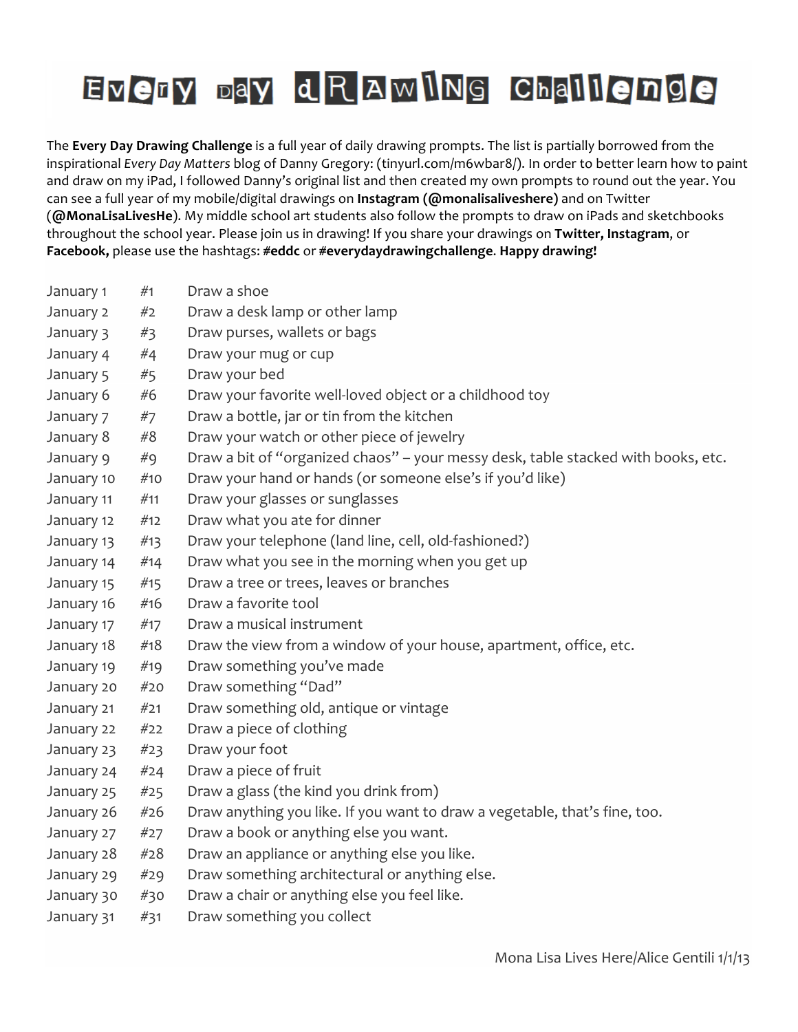# Every Day Drawing Challenge

The **Every Day Drawing Challenge** is a full year of daily drawing prompts. The list is partially borrowed from the inspirational *Every Day Matters* blog of Danny Gregory: (tinyurl.com/m6wbar8/). In order to better learn how to paint and draw on my iPad, I followed Danny's original list and then created my own prompts to round out the year. You can see a full year of my mobile/digital drawings on **Instagram (@monalisaliveshere)** and on Twitter (**@MonaLisaLivesHe**). My middle school art students also follow the prompts to draw on iPads and sketchbooks throughout the school year. Please join us in drawing! If you share your drawings on **Twitter, Instagram**, or **Facebook,** please use the hashtags: **#eddc** or **#everydaydrawingchallenge**. **Happy drawing!**

| | | |
|---|---|---|
| January 1 | #1 | Draw a shoe |
| January 2 | #2 | Draw a desk lamp or other lamp |
| January 3 | #3 | Draw purses, wallets or bags |
| January 4 | #4 | Draw your mug or cup |
| January 5 | #5 | Draw your bed |
| January 6 | #6 | Draw your favorite well-loved object or a childhood toy |
| January 7 | #7 | Draw a bottle, jar or tin from the kitchen |
| January 8 | #8 | Draw your watch or other piece of jewelry |
| January 9 | #9 | Draw a bit of "organized chaos" – your messy desk, table stacked with books, etc. |
| January 10 | #10 | Draw your hand or hands (or someone else's if you'd like) |
| January 11 | #11 | Draw your glasses or sunglasses |
| January 12 | #12 | Draw what you ate for dinner |
| January 13 | #13 | Draw your telephone (land line, cell, old-fashioned?) |
| January 14 | #14 | Draw what you see in the morning when you get up |
| January 15 | #15 | Draw a tree or trees, leaves or branches |
| January 16 | #16 | Draw a favorite tool |
| January 17 | #17 | Draw a musical instrument |
| January 18 | #18 | Draw the view from a window of your house, apartment, office, etc. |
| January 19 | #19 | Draw something you've made |
| January 20 | #20 | Draw something "Dad" |
| January 21 | #21 | Draw something old, antique or vintage |
| January 22 | #22 | Draw a piece of clothing |
| January 23 | #23 | Draw your foot |
| January 24 | #24 | Draw a piece of fruit |
| January 25 | #25 | Draw a glass (the kind you drink from) |
| January 26 | #26 | Draw anything you like. If you want to draw a vegetable, that's fine, too. |
| January 27 | #27 | Draw a book or anything else you want. |
| January 28 | #28 | Draw an appliance or anything else you like. |
| January 29 | #29 | Draw something architectural or anything else. |
| January 30 | #30 | Draw a chair or anything else you feel like. |
| January 31 | #31 | Draw something you collect |

Mona Lisa Lives Here/Alice Gentili 1/1/13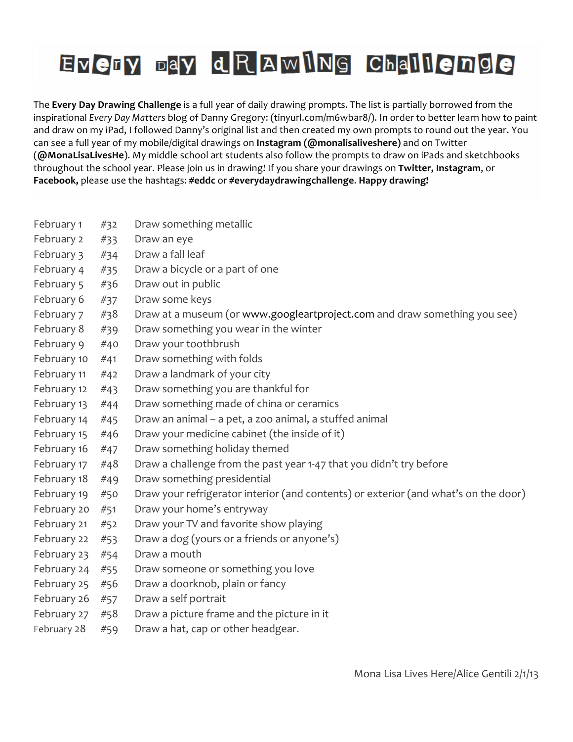# Every Day Drawing Challenge

The **Every Day Drawing Challenge** is a full year of daily drawing prompts. The list is partially borrowed from the inspirational *Every Day Matters* blog of Danny Gregory: (tinyurl.com/m6wbar8/). In order to better learn how to paint and draw on my iPad, I followed Danny's original list and then created my own prompts to round out the year. You can see a full year of my mobile/digital drawings on **Instagram (@monalisaliveshere)** and on Twitter (**@MonaLisaLivesHe**). My middle school art students also follow the prompts to draw on iPads and sketchbooks throughout the school year. Please join us in drawing! If you share your drawings on **Twitter, Instagram**, or **Facebook,** please use the hashtags: **#eddc** or **#everydaydrawingchallenge**. **Happy drawing!**

| | | |
|---|---|---|
| February 1 | #32 | Draw something metallic |
| February 2 | #33 | Draw an eye |
| February 3 | #34 | Draw a fall leaf |
| February 4 | #35 | Draw a bicycle or a part of one |
| February 5 | #36 | Draw out in public |
| February 6 | #37 | Draw some keys |
| February 7 | #38 | Draw at a museum (or www.googleartproject.com and draw something you see) |
| February 8 | #39 | Draw something you wear in the winter |
| February 9 | #40 | Draw your toothbrush |
| February 10 | #41 | Draw something with folds |
| February 11 | #42 | Draw a landmark of your city |
| February 12 | #43 | Draw something you are thankful for |
| February 13 | #44 | Draw something made of china or ceramics |
| February 14 | #45 | Draw an animal – a pet, a zoo animal, a stuffed animal |
| February 15 | #46 | Draw your medicine cabinet (the inside of it) |
| February 16 | #47 | Draw something holiday themed |
| February 17 | #48 | Draw a challenge from the past year 1-47 that you didn't try before |
| February 18 | #49 | Draw something presidential |
| February 19 | #50 | Draw your refrigerator interior (and contents) or exterior (and what's on the door) |
| February 20 | #51 | Draw your home's entryway |
| February 21 | #52 | Draw your TV and favorite show playing |
| February 22 | #53 | Draw a dog (yours or a friends or anyone's) |
| February 23 | #54 | Draw a mouth |
| February 24 | #55 | Draw someone or something you love |
| February 25 | #56 | Draw a doorknob, plain or fancy |
| February 26 | #57 | Draw a self portrait |
| February 27 | #58 | Draw a picture frame and the picture in it |
| February 28 | #59 | Draw a hat, cap or other headgear. |

Mona Lisa Lives Here/Alice Gentili 2/1/13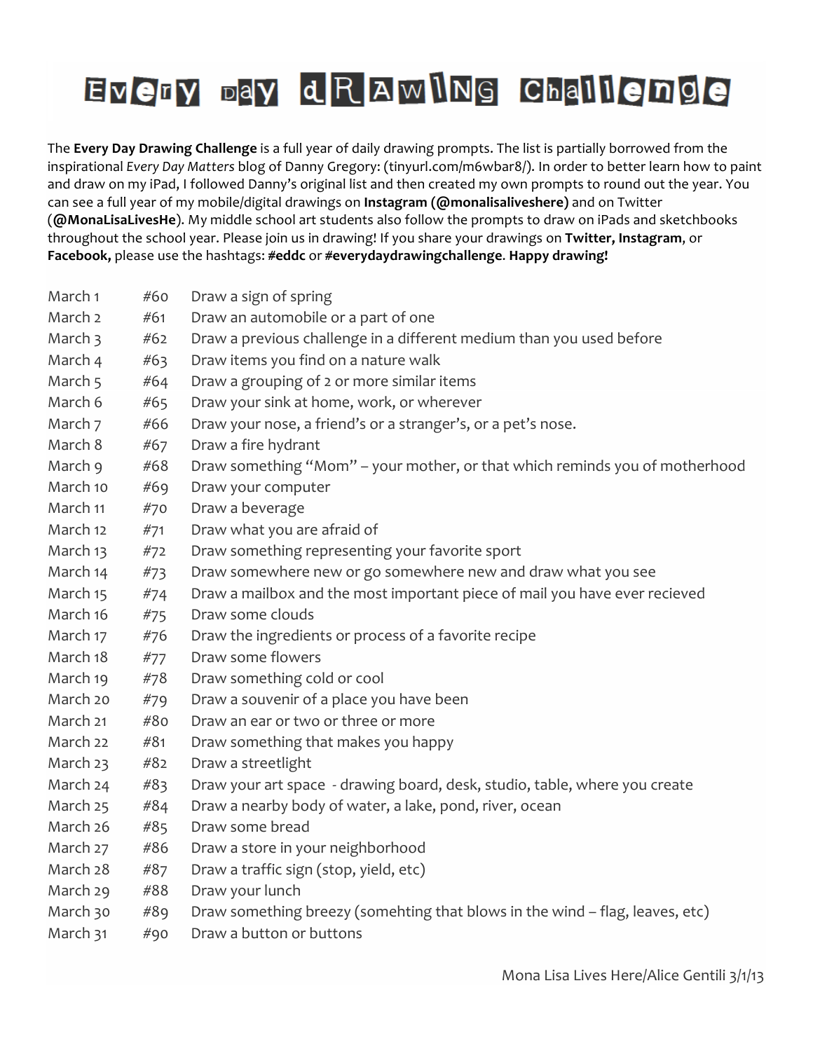# Every Day Drawing Challenge

The **Every Day Drawing Challenge** is a full year of daily drawing prompts. The list is partially borrowed from the inspirational *Every Day Matters* blog of Danny Gregory: (tinyurl.com/m6wbar8/). In order to better learn how to paint and draw on my iPad, I followed Danny's original list and then created my own prompts to round out the year. You can see a full year of my mobile/digital drawings on **Instagram (@monalisaliveshere)** and on Twitter (**@MonaLisaLivesHe**). My middle school art students also follow the prompts to draw on iPads and sketchbooks throughout the school year. Please join us in drawing! If you share your drawings on **Twitter, Instagram**, or **Facebook,** please use the hashtags: **#eddc** or **#everydaydrawingchallenge**. **Happy drawing!**

| | | |
|---|---|---|
| March 1 | #60 | Draw a sign of spring |
| March 2 | #61 | Draw an automobile or a part of one |
| March 3 | #62 | Draw a previous challenge in a different medium than you used before |
| March 4 | #63 | Draw items you find on a nature walk |
| March 5 | #64 | Draw a grouping of 2 or more similar items |
| March 6 | #65 | Draw your sink at home, work, or wherever |
| March 7 | #66 | Draw your nose, a friend's or a stranger's, or a pet's nose. |
| March 8 | #67 | Draw a fire hydrant |
| March 9 | #68 | Draw something "Mom" – your mother, or that which reminds you of motherhood |
| March 10 | #69 | Draw your computer |
| March 11 | #70 | Draw a beverage |
| March 12 | #71 | Draw what you are afraid of |
| March 13 | #72 | Draw something representing your favorite sport |
| March 14 | #73 | Draw somewhere new or go somewhere new and draw what you see |
| March 15 | #74 | Draw a mailbox and the most important piece of mail you have ever recieved |
| March 16 | #75 | Draw some clouds |
| March 17 | #76 | Draw the ingredients or process of a favorite recipe |
| March 18 | #77 | Draw some flowers |
| March 19 | #78 | Draw something cold or cool |
| March 20 | #79 | Draw a souvenir of a place you have been |
| March 21 | #80 | Draw an ear or two or three or more |
| March 22 | #81 | Draw something that makes you happy |
| March 23 | #82 | Draw a streetlight |
| March 24 | #83 | Draw your art space - drawing board, desk, studio, table, where you create |
| March 25 | #84 | Draw a nearby body of water, a lake, pond, river, ocean |
| March 26 | #85 | Draw some bread |
| March 27 | #86 | Draw a store in your neighborhood |
| March 28 | #87 | Draw a traffic sign (stop, yield, etc) |
| March 29 | #88 | Draw your lunch |
| March 30 | #89 | Draw something breezy (somehting that blows in the wind – flag, leaves, etc) |
| March 31 | #90 | Draw a button or buttons |

Mona Lisa Lives Here/Alice Gentili 3/1/13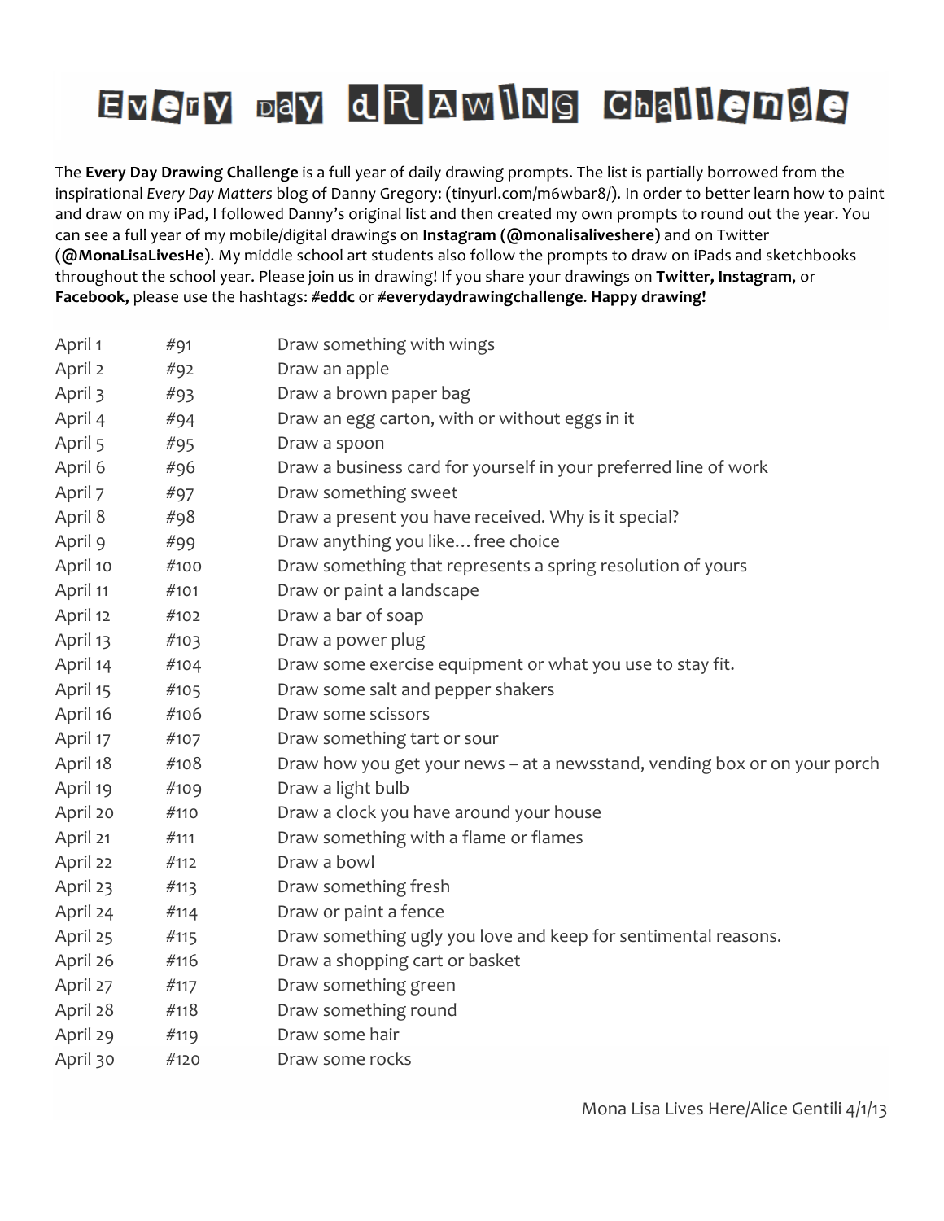# Every Day Drawing Challenge

The **Every Day Drawing Challenge** is a full year of daily drawing prompts. The list is partially borrowed from the inspirational *Every Day Matters* blog of Danny Gregory: (tinyurl.com/m6wbar8/). In order to better learn how to paint and draw on my iPad, I followed Danny's original list and then created my own prompts to round out the year. You can see a full year of my mobile/digital drawings on **Instagram (@monalisaliveshere)** and on Twitter (**@MonaLisaLivesHe**). My middle school art students also follow the prompts to draw on iPads and sketchbooks throughout the school year. Please join us in drawing! If you share your drawings on **Twitter, Instagram**, or **Facebook,** please use the hashtags: **#eddc** or **#everydaydrawingchallenge**. **Happy drawing!**

| | | |
|---|---|---|
| April 1 | #91 | Draw something with wings |
| April 2 | #92 | Draw an apple |
| April 3 | #93 | Draw a brown paper bag |
| April 4 | #94 | Draw an egg carton, with or without eggs in it |
| April 5 | #95 | Draw a spoon |
| April 6 | #96 | Draw a business card for yourself in your preferred line of work |
| April 7 | #97 | Draw something sweet |
| April 8 | #98 | Draw a present you have received. Why is it special? |
| April 9 | #99 | Draw anything you like… free choice |
| April 10 | #100 | Draw something that represents a spring resolution of yours |
| April 11 | #101 | Draw or paint a landscape |
| April 12 | #102 | Draw a bar of soap |
| April 13 | #103 | Draw a power plug |
| April 14 | #104 | Draw some exercise equipment or what you use to stay fit. |
| April 15 | #105 | Draw some salt and pepper shakers |
| April 16 | #106 | Draw some scissors |
| April 17 | #107 | Draw something tart or sour |
| April 18 | #108 | Draw how you get your news – at a newsstand, vending box or on your porch |
| April 19 | #109 | Draw a light bulb |
| April 20 | #110 | Draw a clock you have around your house |
| April 21 | #111 | Draw something with a flame or flames |
| April 22 | #112 | Draw a bowl |
| April 23 | #113 | Draw something fresh |
| April 24 | #114 | Draw or paint a fence |
| April 25 | #115 | Draw something ugly you love and keep for sentimental reasons. |
| April 26 | #116 | Draw a shopping cart or basket |
| April 27 | #117 | Draw something green |
| April 28 | #118 | Draw something round |
| April 29 | #119 | Draw some hair |
| April 30 | #120 | Draw some rocks |

Mona Lisa Lives Here/Alice Gentili 4/1/13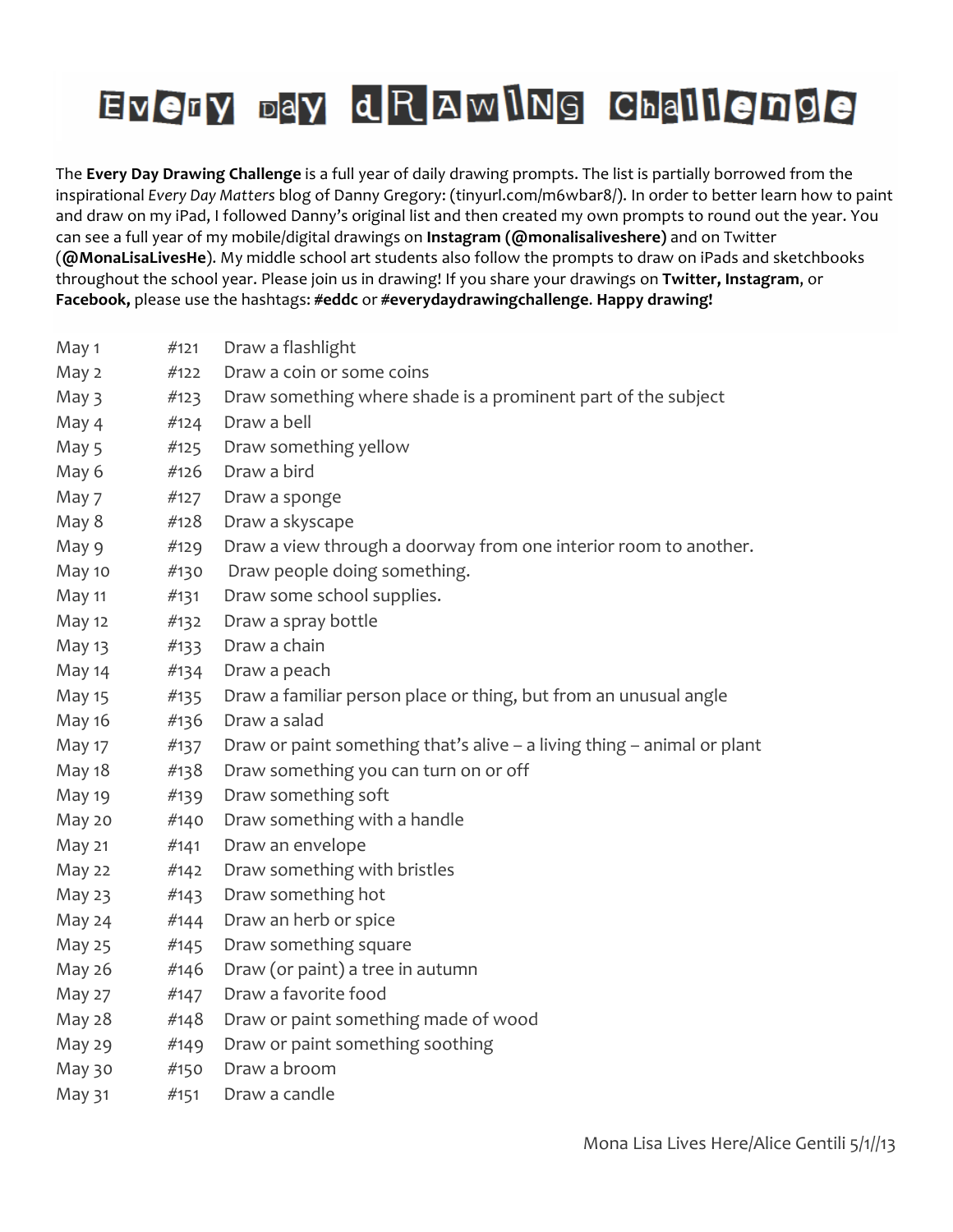# Every Day Drawing Challenge

The **Every Day Drawing Challenge** is a full year of daily drawing prompts. The list is partially borrowed from the inspirational *Every Day Matters* blog of Danny Gregory: (tinyurl.com/m6wbar8/). In order to better learn how to paint and draw on my iPad, I followed Danny's original list and then created my own prompts to round out the year. You can see a full year of my mobile/digital drawings on **Instagram (@monalisaliveshere)** and on Twitter (**@MonaLisaLivesHe**). My middle school art students also follow the prompts to draw on iPads and sketchbooks throughout the school year. Please join us in drawing! If you share your drawings on **Twitter, Instagram**, or **Facebook,** please use the hashtags: **#eddc** or **#everydaydrawingchallenge**. **Happy drawing!**

| | | |
|---|---|---|
| May 1 | #121 | Draw a flashlight |
| May 2 | #122 | Draw a coin or some coins |
| May 3 | #123 | Draw something where shade is a prominent part of the subject |
| May 4 | #124 | Draw a bell |
| May 5 | #125 | Draw something yellow |
| May 6 | #126 | Draw a bird |
| May 7 | #127 | Draw a sponge |
| May 8 | #128 | Draw a skyscape |
| May 9 | #129 | Draw a view through a doorway from one interior room to another. |
| May 10 | #130 | Draw people doing something. |
| May 11 | #131 | Draw some school supplies. |
| May 12 | #132 | Draw a spray bottle |
| May 13 | #133 | Draw a chain |
| May 14 | #134 | Draw a peach |
| May 15 | #135 | Draw a familiar person place or thing, but from an unusual angle |
| May 16 | #136 | Draw a salad |
| May 17 | #137 | Draw or paint something that's alive – a living thing – animal or plant |
| May 18 | #138 | Draw something you can turn on or off |
| May 19 | #139 | Draw something soft |
| May 20 | #140 | Draw something with a handle |
| May 21 | #141 | Draw an envelope |
| May 22 | #142 | Draw something with bristles |
| May 23 | #143 | Draw something hot |
| May 24 | #144 | Draw an herb or spice |
| May 25 | #145 | Draw something square |
| May 26 | #146 | Draw (or paint) a tree in autumn |
| May 27 | #147 | Draw a favorite food |
| May 28 | #148 | Draw or paint something made of wood |
| May 29 | #149 | Draw or paint something soothing |
| May 30 | #150 | Draw a broom |
| May 31 | #151 | Draw a candle |

Mona Lisa Lives Here/Alice Gentili 5/1//13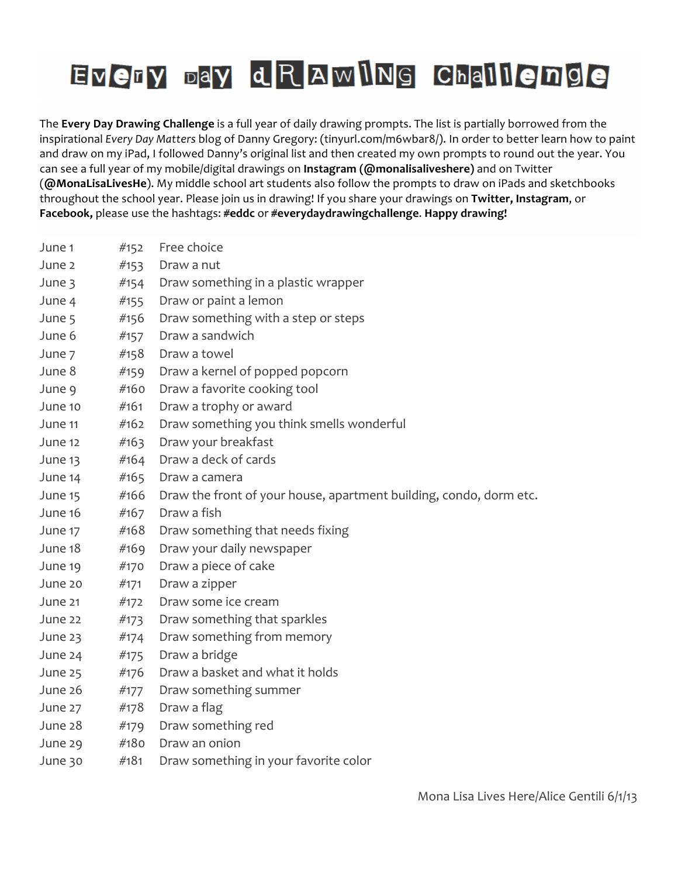# Every Day Drawing Challenge

The **Every Day Drawing Challenge** is a full year of daily drawing prompts. The list is partially borrowed from the inspirational *Every Day Matters* blog of Danny Gregory: (tinyurl.com/m6wbar8/). In order to better learn how to paint and draw on my iPad, I followed Danny's original list and then created my own prompts to round out the year. You can see a full year of my mobile/digital drawings on **Instagram (@monalisaliveshere)** and on Twitter (**@MonaLisaLivesHe**). My middle school art students also follow the prompts to draw on iPads and sketchbooks throughout the school year. Please join us in drawing! If you share your drawings on **Twitter, Instagram**, or **Facebook,** please use the hashtags: **#eddc** or **#everydaydrawingchallenge**. **Happy drawing!**

| | | |
|---|---|---|
| June 1 | #152 | Free choice |
| June 2 | #153 | Draw a nut |
| June 3 | #154 | Draw something in a plastic wrapper |
| June 4 | #155 | Draw or paint a lemon |
| June 5 | #156 | Draw something with a step or steps |
| June 6 | #157 | Draw a sandwich |
| June 7 | #158 | Draw a towel |
| June 8 | #159 | Draw a kernel of popped popcorn |
| June 9 | #160 | Draw a favorite cooking tool |
| June 10 | #161 | Draw a trophy or award |
| June 11 | #162 | Draw something you think smells wonderful |
| June 12 | #163 | Draw your breakfast |
| June 13 | #164 | Draw a deck of cards |
| June 14 | #165 | Draw a camera |
| June 15 | #166 | Draw the front of your house, apartment building, condo, dorm etc. |
| June 16 | #167 | Draw a fish |
| June 17 | #168 | Draw something that needs fixing |
| June 18 | #169 | Draw your daily newspaper |
| June 19 | #170 | Draw a piece of cake |
| June 20 | #171 | Draw a zipper |
| June 21 | #172 | Draw some ice cream |
| June 22 | #173 | Draw something that sparkles |
| June 23 | #174 | Draw something from memory |
| June 24 | #175 | Draw a bridge |
| June 25 | #176 | Draw a basket and what it holds |
| June 26 | #177 | Draw something summer |
| June 27 | #178 | Draw a flag |
| June 28 | #179 | Draw something red |
| June 29 | #180 | Draw an onion |
| June 30 | #181 | Draw something in your favorite color |

Mona Lisa Lives Here/Alice Gentili 6/1/13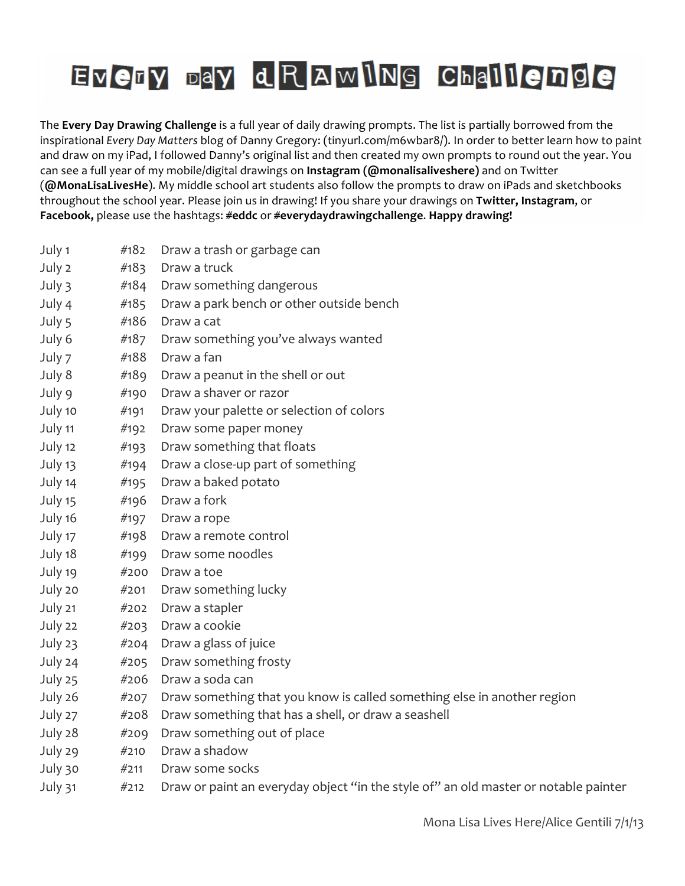# Every Day Drawing Challenge

The **Every Day Drawing Challenge** is a full year of daily drawing prompts. The list is partially borrowed from the inspirational *Every Day Matters* blog of Danny Gregory: (tinyurl.com/m6wbar8/). In order to better learn how to paint and draw on my iPad, I followed Danny's original list and then created my own prompts to round out the year. You can see a full year of my mobile/digital drawings on **Instagram (@monalisaliveshere)** and on Twitter (**@MonaLisaLivesHe**). My middle school art students also follow the prompts to draw on iPads and sketchbooks throughout the school year. Please join us in drawing! If you share your drawings on **Twitter, Instagram**, or **Facebook,** please use the hashtags: **#eddc** or **#everydaydrawingchallenge**. **Happy drawing!**

| | | |
|---|---|---|
| July 1 | #182 | Draw a trash or garbage can |
| July 2 | #183 | Draw a truck |
| July 3 | #184 | Draw something dangerous |
| July 4 | #185 | Draw a park bench or other outside bench |
| July 5 | #186 | Draw a cat |
| July 6 | #187 | Draw something you've always wanted |
| July 7 | #188 | Draw a fan |
| July 8 | #189 | Draw a peanut in the shell or out |
| July 9 | #190 | Draw a shaver or razor |
| July 10 | #191 | Draw your palette or selection of colors |
| July 11 | #192 | Draw some paper money |
| July 12 | #193 | Draw something that floats |
| July 13 | #194 | Draw a close-up part of something |
| July 14 | #195 | Draw a baked potato |
| July 15 | #196 | Draw a fork |
| July 16 | #197 | Draw a rope |
| July 17 | #198 | Draw a remote control |
| July 18 | #199 | Draw some noodles |
| July 19 | #200 | Draw a toe |
| July 20 | #201 | Draw something lucky |
| July 21 | #202 | Draw a stapler |
| July 22 | #203 | Draw a cookie |
| July 23 | #204 | Draw a glass of juice |
| July 24 | #205 | Draw something frosty |
| July 25 | #206 | Draw a soda can |
| July 26 | #207 | Draw something that you know is called something else in another region |
| July 27 | #208 | Draw something that has a shell, or draw a seashell |
| July 28 | #209 | Draw something out of place |
| July 29 | #210 | Draw a shadow |
| July 30 | #211 | Draw some socks |
| July 31 | #212 | Draw or paint an everyday object "in the style of" an old master or notable painter |

Mona Lisa Lives Here/Alice Gentili 7/1/13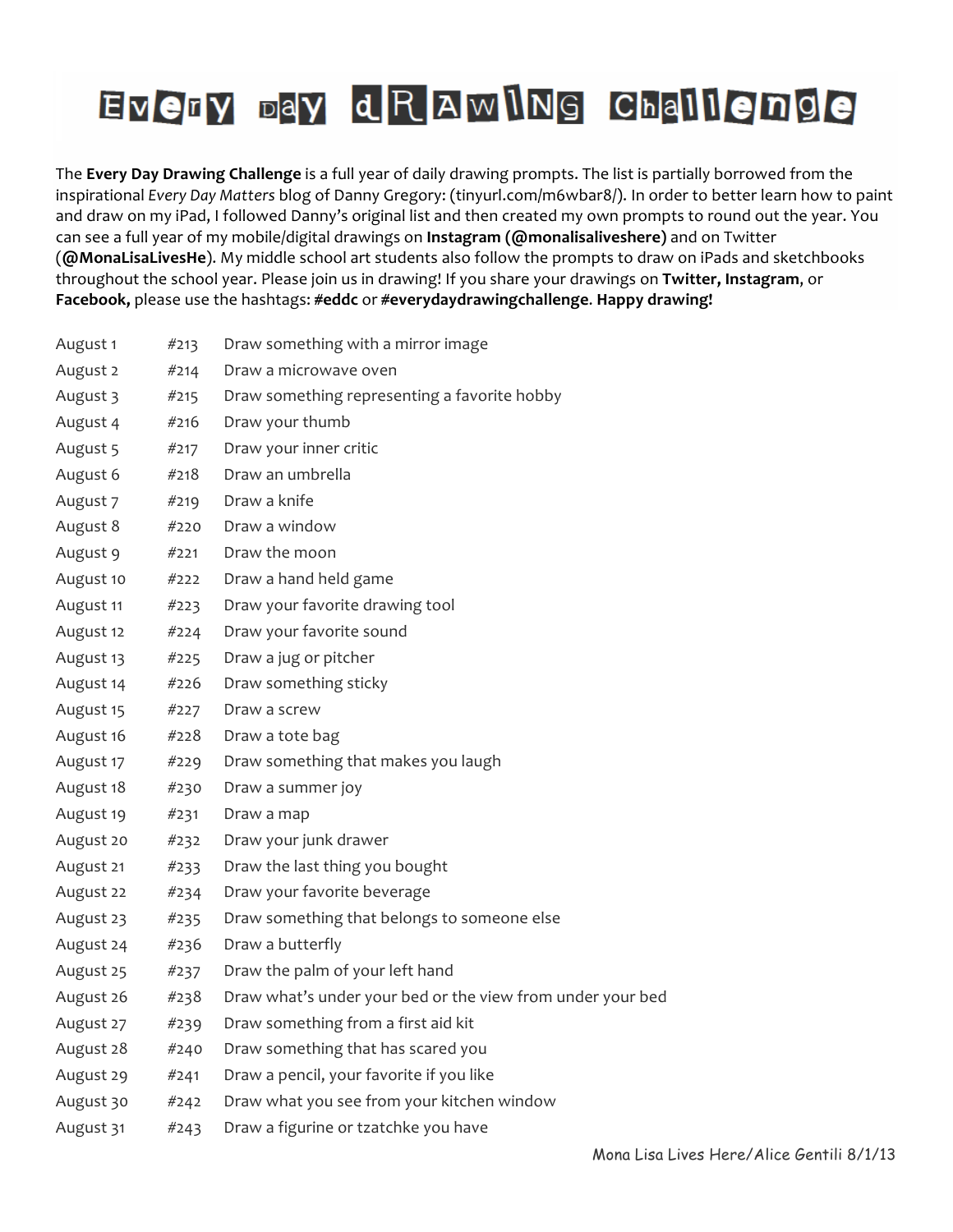# Every Day Drawing Challenge

The **Every Day Drawing Challenge** is a full year of daily drawing prompts. The list is partially borrowed from the inspirational *Every Day Matters* blog of Danny Gregory: (tinyurl.com/m6wbar8/). In order to better learn how to paint and draw on my iPad, I followed Danny's original list and then created my own prompts to round out the year. You can see a full year of my mobile/digital drawings on **Instagram (@monalisaliveshere)** and on Twitter (**@MonaLisaLivesHe**). My middle school art students also follow the prompts to draw on iPads and sketchbooks throughout the school year. Please join us in drawing! If you share your drawings on **Twitter, Instagram**, or **Facebook,** please use the hashtags: **#eddc** or **#everydaydrawingchallenge**. **Happy drawing!**

| | | |
|---|---|---|
| August 1 | #213 | Draw something with a mirror image |
| August 2 | #214 | Draw a microwave oven |
| August 3 | #215 | Draw something representing a favorite hobby |
| August 4 | #216 | Draw your thumb |
| August 5 | #217 | Draw your inner critic |
| August 6 | #218 | Draw an umbrella |
| August 7 | #219 | Draw a knife |
| August 8 | #220 | Draw a window |
| August 9 | #221 | Draw the moon |
| August 10 | #222 | Draw a hand held game |
| August 11 | #223 | Draw your favorite drawing tool |
| August 12 | #224 | Draw your favorite sound |
| August 13 | #225 | Draw a jug or pitcher |
| August 14 | #226 | Draw something sticky |
| August 15 | #227 | Draw a screw |
| August 16 | #228 | Draw a tote bag |
| August 17 | #229 | Draw something that makes you laugh |
| August 18 | #230 | Draw a summer joy |
| August 19 | #231 | Draw a map |
| August 20 | #232 | Draw your junk drawer |
| August 21 | #233 | Draw the last thing you bought |
| August 22 | #234 | Draw your favorite beverage |
| August 23 | #235 | Draw something that belongs to someone else |
| August 24 | #236 | Draw a butterfly |
| August 25 | #237 | Draw the palm of your left hand |
| August 26 | #238 | Draw what's under your bed or the view from under your bed |
| August 27 | #239 | Draw something from a first aid kit |
| August 28 | #240 | Draw something that has scared you |
| August 29 | #241 | Draw a pencil, your favorite if you like |
| August 30 | #242 | Draw what you see from your kitchen window |
| August 31 | #243 | Draw a figurine or tzatchke you have |

Mona Lisa Lives Here/Alice Gentili 8/1/13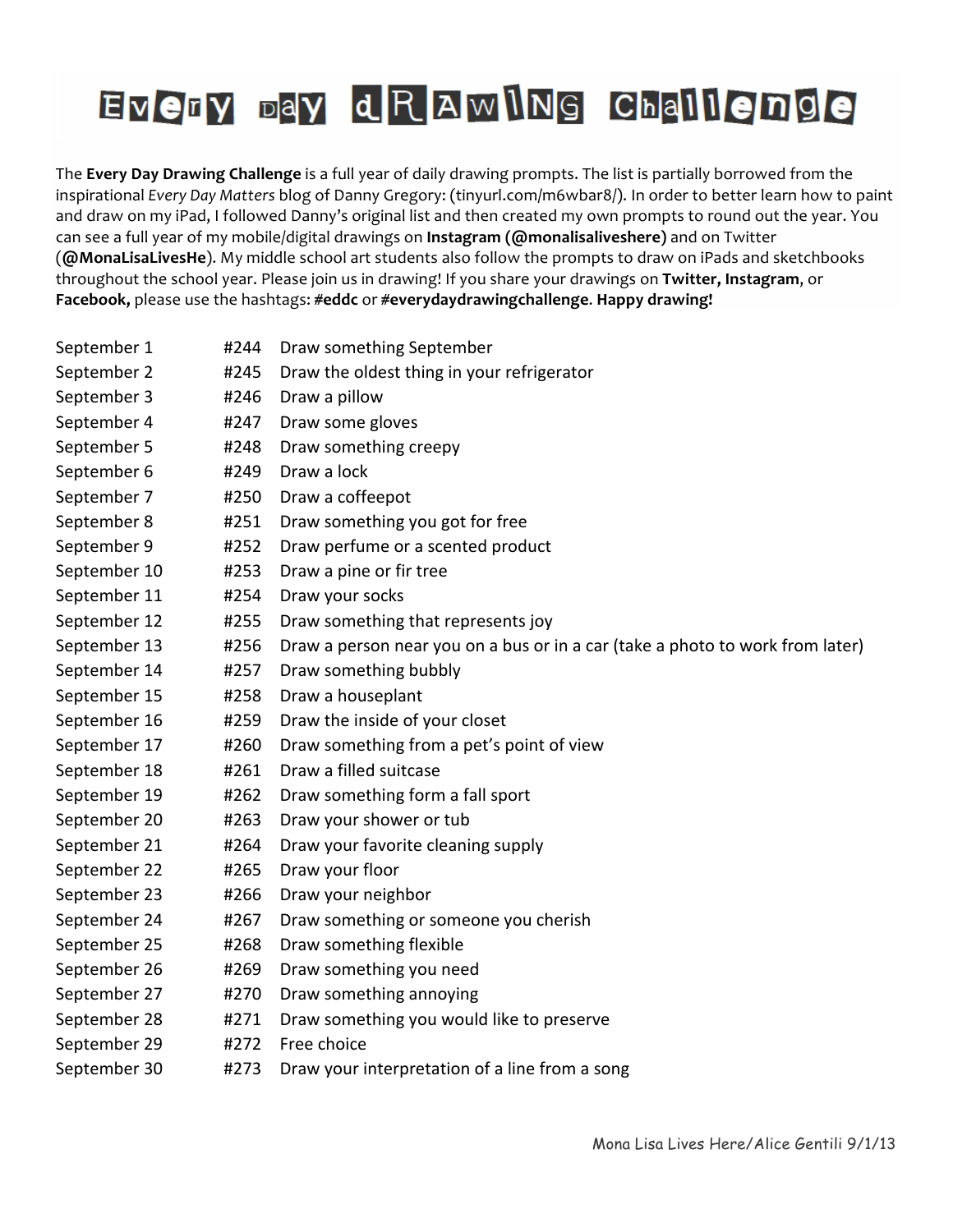# Every Day Drawing Challenge

The **Every Day Drawing Challenge** is a full year of daily drawing prompts. The list is partially borrowed from the inspirational *Every Day Matters* blog of Danny Gregory: (tinyurl.com/m6wbar8/). In order to better learn how to paint and draw on my iPad, I followed Danny's original list and then created my own prompts to round out the year. You can see a full year of my mobile/digital drawings on **Instagram (@monalisaliveshere)** and on Twitter (**@MonaLisaLivesHe**). My middle school art students also follow the prompts to draw on iPads and sketchbooks throughout the school year. Please join us in drawing! If you share your drawings on **Twitter, Instagram**, or **Facebook,** please use the hashtags: **#eddc** or **#everydaydrawingchallenge**. **Happy drawing!**

| Date | # | Prompt |
|---|---|---|
| September 1 | #244 | Draw something September |
| September 2 | #245 | Draw the oldest thing in your refrigerator |
| September 3 | #246 | Draw a pillow |
| September 4 | #247 | Draw some gloves |
| September 5 | #248 | Draw something creepy |
| September 6 | #249 | Draw a lock |
| September 7 | #250 | Draw a coffeepot |
| September 8 | #251 | Draw something you got for free |
| September 9 | #252 | Draw perfume or a scented product |
| September 10 | #253 | Draw a pine or fir tree |
| September 11 | #254 | Draw your socks |
| September 12 | #255 | Draw something that represents joy |
| September 13 | #256 | Draw a person near you on a bus or in a car (take a photo to work from later) |
| September 14 | #257 | Draw something bubbly |
| September 15 | #258 | Draw a houseplant |
| September 16 | #259 | Draw the inside of your closet |
| September 17 | #260 | Draw something from a pet's point of view |
| September 18 | #261 | Draw a filled suitcase |
| September 19 | #262 | Draw something form a fall sport |
| September 20 | #263 | Draw your shower or tub |
| September 21 | #264 | Draw your favorite cleaning supply |
| September 22 | #265 | Draw your floor |
| September 23 | #266 | Draw your neighbor |
| September 24 | #267 | Draw something or someone you cherish |
| September 25 | #268 | Draw something flexible |
| September 26 | #269 | Draw something you need |
| September 27 | #270 | Draw something annoying |
| September 28 | #271 | Draw something you would like to preserve |
| September 29 | #272 | Free choice |
| September 30 | #273 | Draw your interpretation of a line from a song |

Mona Lisa Lives Here/Alice Gentili 9/1/13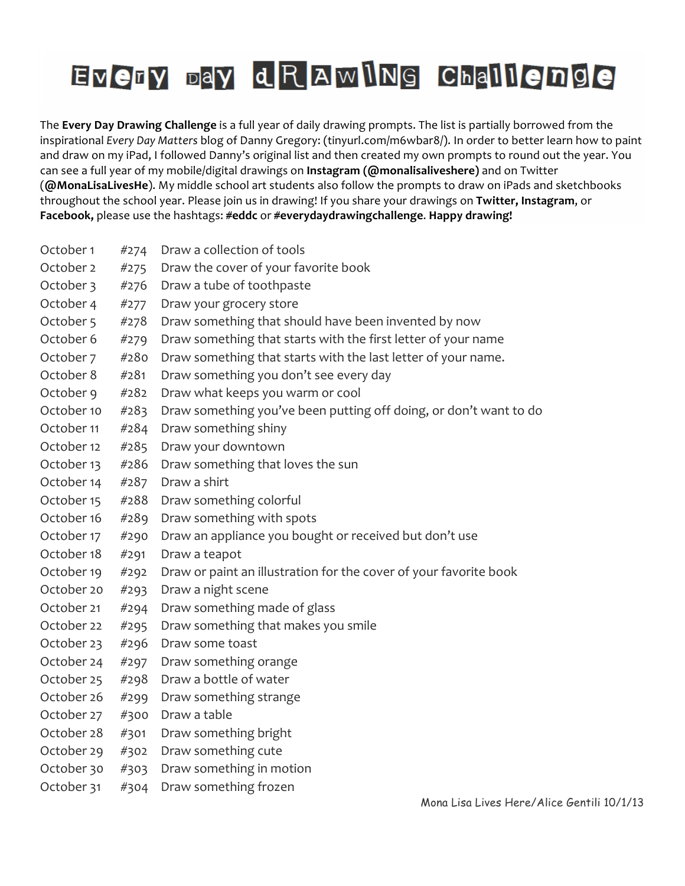# Every Day Drawing Challenge

The **Every Day Drawing Challenge** is a full year of daily drawing prompts. The list is partially borrowed from the inspirational *Every Day Matters* blog of Danny Gregory: (tinyurl.com/m6wbar8/). In order to better learn how to paint and draw on my iPad, I followed Danny's original list and then created my own prompts to round out the year. You can see a full year of my mobile/digital drawings on **Instagram (@monalisaliveshere)** and on Twitter (**@MonaLisaLivesHe**). My middle school art students also follow the prompts to draw on iPads and sketchbooks throughout the school year. Please join us in drawing! If you share your drawings on **Twitter, Instagram**, or **Facebook,** please use the hashtags: **#eddc** or **#everydaydrawingchallenge**. **Happy drawing!**

| Date | # | Prompt |
|---|---|---|
| October 1 | #274 | Draw a collection of tools |
| October 2 | #275 | Draw the cover of your favorite book |
| October 3 | #276 | Draw a tube of toothpaste |
| October 4 | #277 | Draw your grocery store |
| October 5 | #278 | Draw something that should have been invented by now |
| October 6 | #279 | Draw something that starts with the first letter of your name |
| October 7 | #280 | Draw something that starts with the last letter of your name. |
| October 8 | #281 | Draw something you don't see every day |
| October 9 | #282 | Draw what keeps you warm or cool |
| October 10 | #283 | Draw something you've been putting off doing, or don't want to do |
| October 11 | #284 | Draw something shiny |
| October 12 | #285 | Draw your downtown |
| October 13 | #286 | Draw something that loves the sun |
| October 14 | #287 | Draw a shirt |
| October 15 | #288 | Draw something colorful |
| October 16 | #289 | Draw something with spots |
| October 17 | #290 | Draw an appliance you bought or received but don't use |
| October 18 | #291 | Draw a teapot |
| October 19 | #292 | Draw or paint an illustration for the cover of your favorite book |
| October 20 | #293 | Draw a night scene |
| October 21 | #294 | Draw something made of glass |
| October 22 | #295 | Draw something that makes you smile |
| October 23 | #296 | Draw some toast |
| October 24 | #297 | Draw something orange |
| October 25 | #298 | Draw a bottle of water |
| October 26 | #299 | Draw something strange |
| October 27 | #300 | Draw a table |
| October 28 | #301 | Draw something bright |
| October 29 | #302 | Draw something cute |
| October 30 | #303 | Draw something in motion |
| October 31 | #304 | Draw something frozen |

Mona Lisa Lives Here/Alice Gentili 10/1/13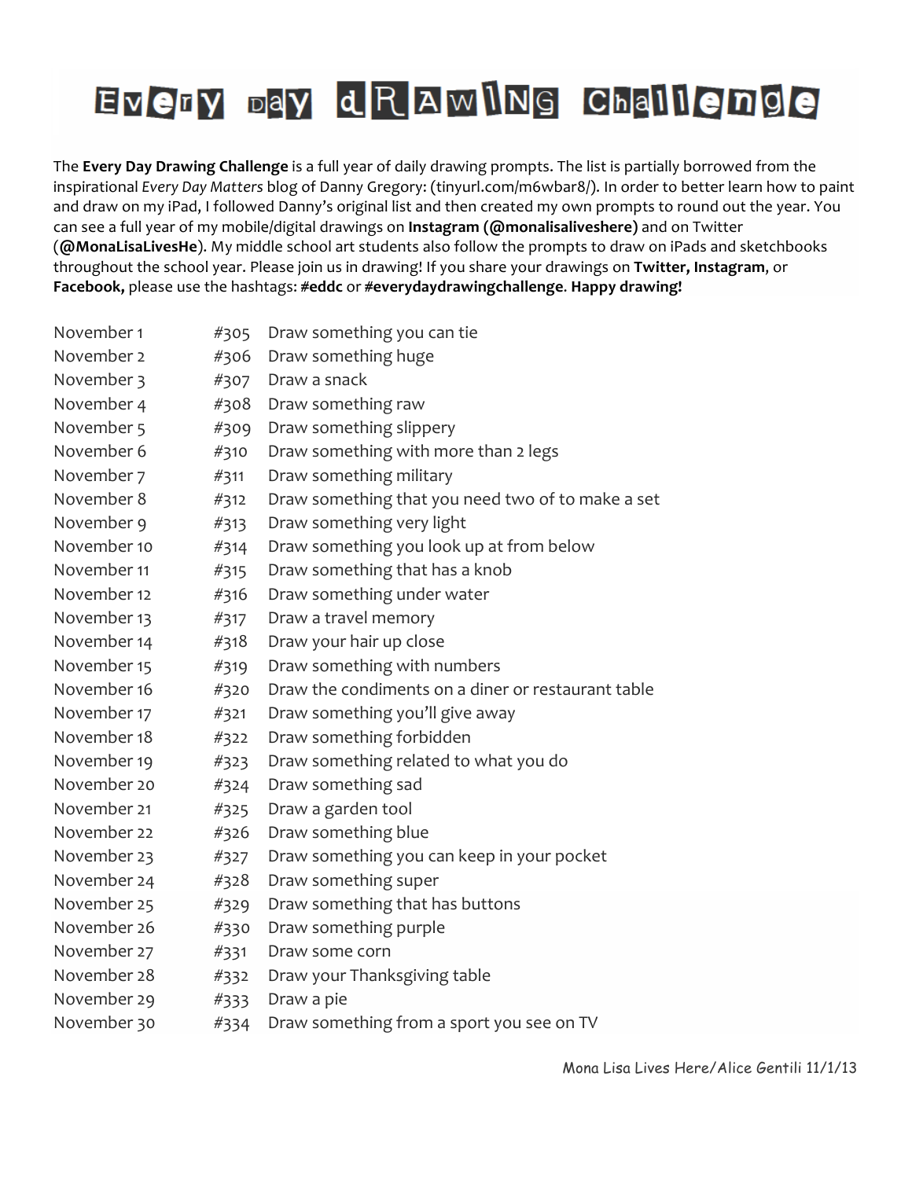# Every Day Drawing Challenge

The **Every Day Drawing Challenge** is a full year of daily drawing prompts. The list is partially borrowed from the inspirational *Every Day Matters* blog of Danny Gregory: (tinyurl.com/m6wbar8/). In order to better learn how to paint and draw on my iPad, I followed Danny's original list and then created my own prompts to round out the year. You can see a full year of my mobile/digital drawings on **Instagram (@monalisaliveshere)** and on Twitter (**@MonaLisaLivesHe**). My middle school art students also follow the prompts to draw on iPads and sketchbooks throughout the school year. Please join us in drawing! If you share your drawings on **Twitter, Instagram**, or **Facebook,** please use the hashtags: **#eddc** or **#everydaydrawingchallenge**. **Happy drawing!**

| | | |
|---|---|---|
| November 1 | #305 | Draw something you can tie |
| November 2 | #306 | Draw something huge |
| November 3 | #307 | Draw a snack |
| November 4 | #308 | Draw something raw |
| November 5 | #309 | Draw something slippery |
| November 6 | #310 | Draw something with more than 2 legs |
| November 7 | #311 | Draw something military |
| November 8 | #312 | Draw something that you need two of to make a set |
| November 9 | #313 | Draw something very light |
| November 10 | #314 | Draw something you look up at from below |
| November 11 | #315 | Draw something that has a knob |
| November 12 | #316 | Draw something under water |
| November 13 | #317 | Draw a travel memory |
| November 14 | #318 | Draw your hair up close |
| November 15 | #319 | Draw something with numbers |
| November 16 | #320 | Draw the condiments on a diner or restaurant table |
| November 17 | #321 | Draw something you'll give away |
| November 18 | #322 | Draw something forbidden |
| November 19 | #323 | Draw something related to what you do |
| November 20 | #324 | Draw something sad |
| November 21 | #325 | Draw a garden tool |
| November 22 | #326 | Draw something blue |
| November 23 | #327 | Draw something you can keep in your pocket |
| November 24 | #328 | Draw something super |
| November 25 | #329 | Draw something that has buttons |
| November 26 | #330 | Draw something purple |
| November 27 | #331 | Draw some corn |
| November 28 | #332 | Draw your Thanksgiving table |
| November 29 | #333 | Draw a pie |
| November 30 | #334 | Draw something from a sport you see on TV |

Mona Lisa Lives Here/Alice Gentili 11/1/13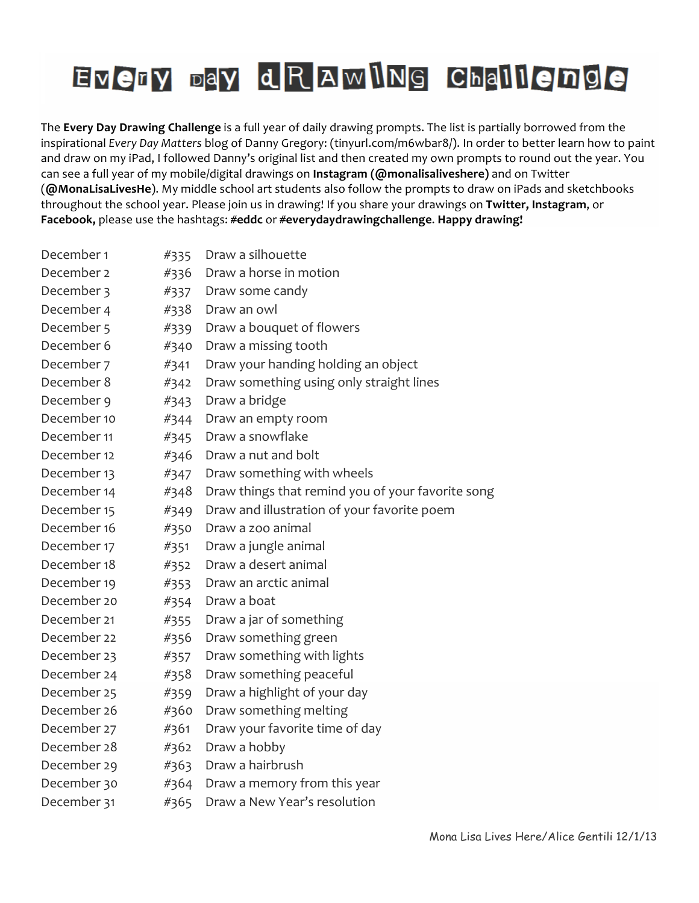# Every Day Drawing Challenge

The **Every Day Drawing Challenge** is a full year of daily drawing prompts. The list is partially borrowed from the inspirational *Every Day Matters* blog of Danny Gregory: (tinyurl.com/m6wbar8/). In order to better learn how to paint and draw on my iPad, I followed Danny's original list and then created my own prompts to round out the year. You can see a full year of my mobile/digital drawings on **Instagram (@monalisaliveshere)** and on Twitter (**@MonaLisaLivesHe**). My middle school art students also follow the prompts to draw on iPads and sketchbooks throughout the school year. Please join us in drawing! If you share your drawings on **Twitter, Instagram**, or **Facebook,** please use the hashtags: **#eddc** or **#everydaydrawingchallenge**. **Happy drawing!**

| | | |
|---|---|---|
| December 1 | #335 | Draw a silhouette |
| December 2 | #336 | Draw a horse in motion |
| December 3 | #337 | Draw some candy |
| December 4 | #338 | Draw an owl |
| December 5 | #339 | Draw a bouquet of flowers |
| December 6 | #340 | Draw a missing tooth |
| December 7 | #341 | Draw your handing holding an object |
| December 8 | #342 | Draw something using only straight lines |
| December 9 | #343 | Draw a bridge |
| December 10 | #344 | Draw an empty room |
| December 11 | #345 | Draw a snowflake |
| December 12 | #346 | Draw a nut and bolt |
| December 13 | #347 | Draw something with wheels |
| December 14 | #348 | Draw things that remind you of your favorite song |
| December 15 | #349 | Draw and illustration of your favorite poem |
| December 16 | #350 | Draw a zoo animal |
| December 17 | #351 | Draw a jungle animal |
| December 18 | #352 | Draw a desert animal |
| December 19 | #353 | Draw an arctic animal |
| December 20 | #354 | Draw a boat |
| December 21 | #355 | Draw a jar of something |
| December 22 | #356 | Draw something green |
| December 23 | #357 | Draw something with lights |
| December 24 | #358 | Draw something peaceful |
| December 25 | #359 | Draw a highlight of your day |
| December 26 | #360 | Draw something melting |
| December 27 | #361 | Draw your favorite time of day |
| December 28 | #362 | Draw a hobby |
| December 29 | #363 | Draw a hairbrush |
| December 30 | #364 | Draw a memory from this year |
| December 31 | #365 | Draw a New Year's resolution |

Mona Lisa Lives Here/Alice Gentili 12/1/13